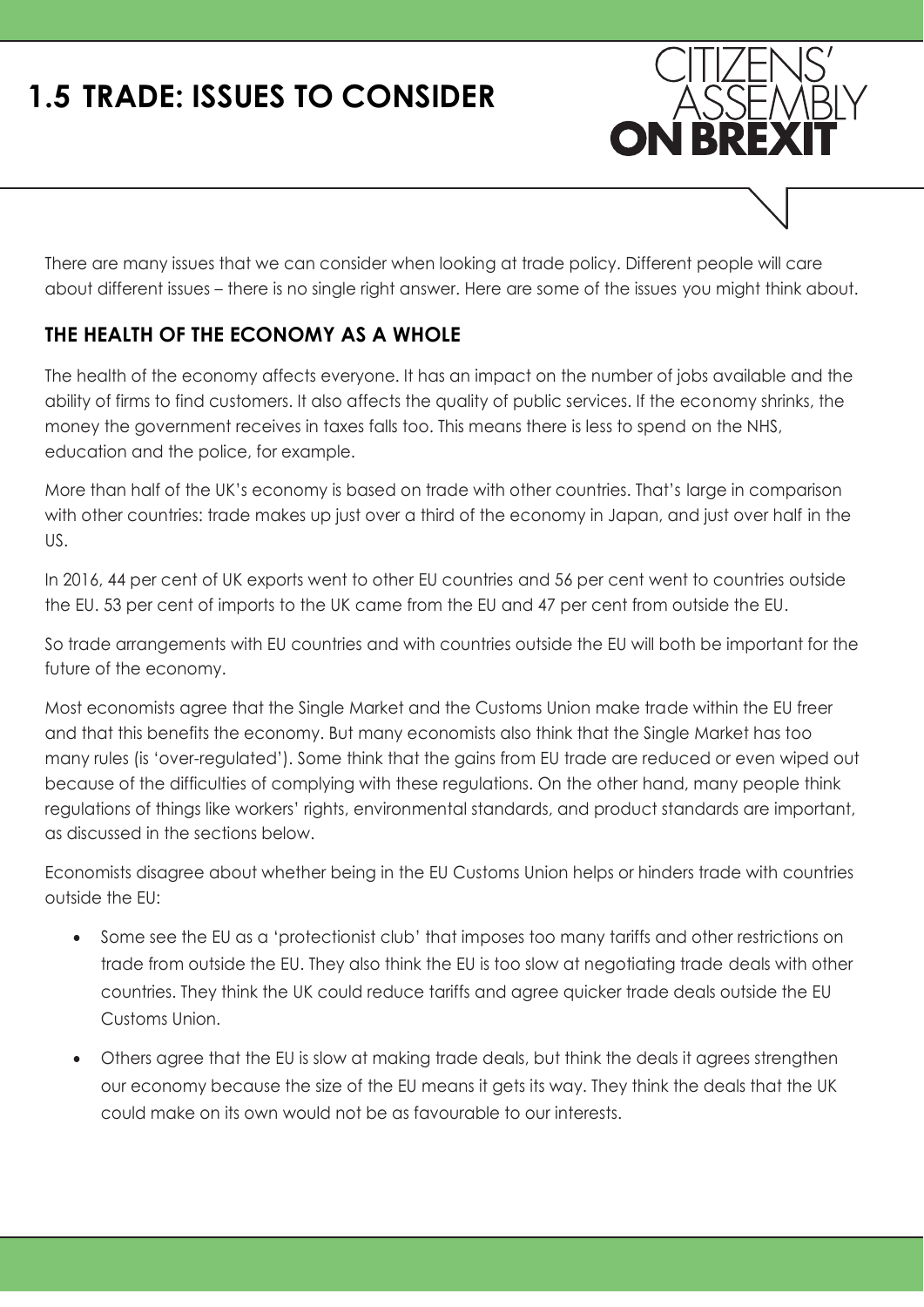# 1.5 TRADE: ISSUES TO CONSIDER

CITIZENS' ASSEMBLY ON BREXIT

There are many issues that we can consider when looking at trade policy. Different people will care about different issues – there is no single right answer. Here are some of the issues you might think about.

## THE HEALTH OF THE ECONOMY AS A WHOLE

The health of the economy affects everyone. It has an impact on the number of jobs available and the ability of firms to find customers. It also affects the quality of public services. If the economy shrinks, the money the government receives in taxes falls too. This means there is less to spend on the NHS, education and the police, for example.

More than half of the UK's economy is based on trade with other countries. That's large in comparison with other countries: trade makes up just over a third of the economy in Japan, and just over half in the US.

In 2016, 44 per cent of UK exports went to other EU countries and 56 per cent went to countries outside the EU. 53 per cent of imports to the UK came from the EU and 47 per cent from outside the EU.

So trade arrangements with EU countries and with countries outside the EU will both be important for the future of the economy.

Most economists agree that the Single Market and the Customs Union make trade within the EU freer and that this benefits the economy. But many economists also think that the Single Market has too many rules (is 'over-regulated'). Some think that the gains from EU trade are reduced or even wiped out because of the difficulties of complying with these regulations. On the other hand, many people think regulations of things like workers' rights, environmental standards, and product standards are important, as discussed in the sections below.

Economists disagree about whether being in the EU Customs Union helps or hinders trade with countries outside the EU:

- Some see the EU as a 'protectionist club' that imposes too many tariffs and other restrictions on trade from outside the EU. They also think the EU is too slow at negotiating trade deals with other countries. They think the UK could reduce tariffs and agree quicker trade deals outside the EU Customs Union.
- Others agree that the EU is slow at making trade deals, but think the deals it agrees strengthen our economy because the size of the EU means it gets its way. They think the deals that the UK could make on its own would not be as favourable to our interests.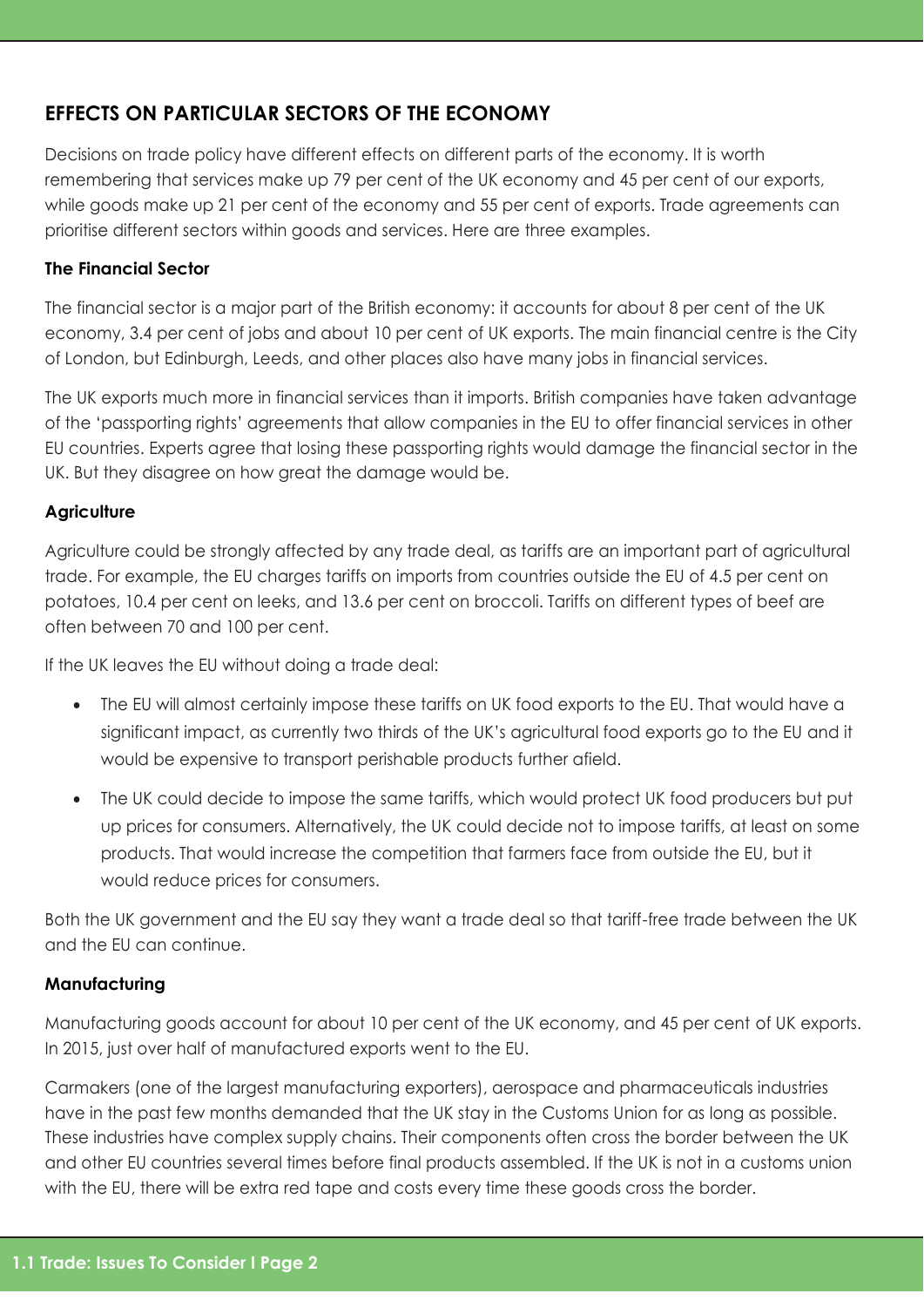## EFFECTS ON PARTICULAR SECTORS OF THE ECONOMY

Decisions on trade policy have different effects on different parts of the economy. It is worth remembering that services make up 79 per cent of the UK economy and 45 per cent of our exports, while goods make up 21 per cent of the economy and 55 per cent of exports. Trade agreements can prioritise different sectors within goods and services. Here are three examples.

**The Financial Sector**

The financial sector is a major part of the British economy: it accounts for about 8 per cent of the UK economy, 3.4 per cent of jobs and about 10 per cent of UK exports. The main financial centre is the City of London, but Edinburgh, Leeds, and other places also have many jobs in financial services.

The UK exports much more in financial services than it imports. British companies have taken advantage of the 'passporting rights' agreements that allow companies in the EU to offer financial services in other EU countries. Experts agree that losing these passporting rights would damage the financial sector in the UK. But they disagree on how great the damage would be.

**Agriculture**

Agriculture could be strongly affected by any trade deal, as tariffs are an important part of agricultural trade. For example, the EU charges tariffs on imports from countries outside the EU of 4.5 per cent on potatoes, 10.4 per cent on leeks, and 13.6 per cent on broccoli. Tariffs on different types of beef are often between 70 and 100 per cent.

If the UK leaves the EU without doing a trade deal:

- The EU will almost certainly impose these tariffs on UK food exports to the EU. That would have a significant impact, as currently two thirds of the UK's agricultural food exports go to the EU and it would be expensive to transport perishable products further afield.
- The UK could decide to impose the same tariffs, which would protect UK food producers but put up prices for consumers. Alternatively, the UK could decide not to impose tariffs, at least on some products. That would increase the competition that farmers face from outside the EU, but it would reduce prices for consumers.

Both the UK government and the EU say they want a trade deal so that tariff-free trade between the UK and the EU can continue.

**Manufacturing**

Manufacturing goods account for about 10 per cent of the UK economy, and 45 per cent of UK exports. In 2015, just over half of manufactured exports went to the EU.

Carmakers (one of the largest manufacturing exporters), aerospace and pharmaceuticals industries have in the past few months demanded that the UK stay in the Customs Union for as long as possible. These industries have complex supply chains. Their components often cross the border between the UK and other EU countries several times before final products assembled. If the UK is not in a customs union with the EU, there will be extra red tape and costs every time these goods cross the border.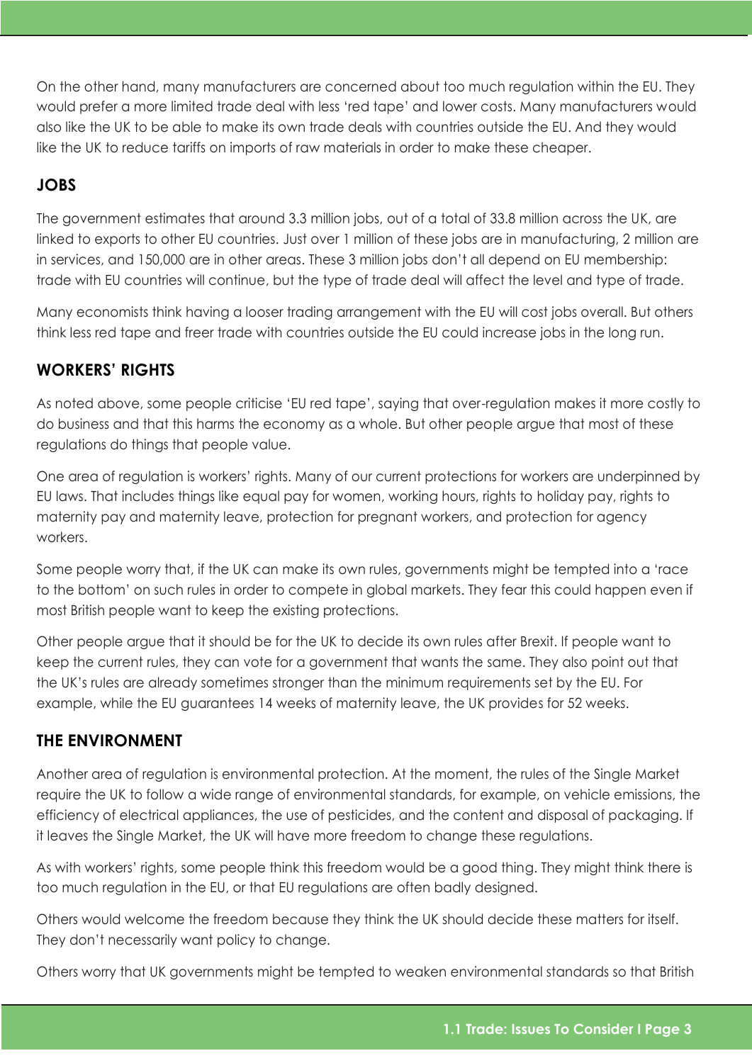On the other hand, many manufacturers are concerned about too much regulation within the EU. They would prefer a more limited trade deal with less 'red tape' and lower costs. Many manufacturers would also like the UK to be able to make its own trade deals with countries outside the EU. And they would like the UK to reduce tariffs on imports of raw materials in order to make these cheaper.

## JOBS

The government estimates that around 3.3 million jobs, out of a total of 33.8 million across the UK, are linked to exports to other EU countries. Just over 1 million of these jobs are in manufacturing, 2 million are in services, and 150,000 are in other areas. These 3 million jobs don't all depend on EU membership: trade with EU countries will continue, but the type of trade deal will affect the level and type of trade.

Many economists think having a looser trading arrangement with the EU will cost jobs overall. But others think less red tape and freer trade with countries outside the EU could increase jobs in the long run.

## WORKERS' RIGHTS

As noted above, some people criticise 'EU red tape', saying that over-regulation makes it more costly to do business and that this harms the economy as a whole. But other people argue that most of these regulations do things that people value.

One area of regulation is workers' rights. Many of our current protections for workers are underpinned by EU laws. That includes things like equal pay for women, working hours, rights to holiday pay, rights to maternity pay and maternity leave, protection for pregnant workers, and protection for agency workers.

Some people worry that, if the UK can make its own rules, governments might be tempted into a 'race to the bottom' on such rules in order to compete in global markets. They fear this could happen even if most British people want to keep the existing protections.

Other people argue that it should be for the UK to decide its own rules after Brexit. If people want to keep the current rules, they can vote for a government that wants the same. They also point out that the UK's rules are already sometimes stronger than the minimum requirements set by the EU. For example, while the EU guarantees 14 weeks of maternity leave, the UK provides for 52 weeks.

## THE ENVIRONMENT

Another area of regulation is environmental protection. At the moment, the rules of the Single Market require the UK to follow a wide range of environmental standards, for example, on vehicle emissions, the efficiency of electrical appliances, the use of pesticides, and the content and disposal of packaging. If it leaves the Single Market, the UK will have more freedom to change these regulations.

As with workers' rights, some people think this freedom would be a good thing. They might think there is too much regulation in the EU, or that EU regulations are often badly designed.

Others would welcome the freedom because they think the UK should decide these matters for itself. They don't necessarily want policy to change.

Others worry that UK governments might be tempted to weaken environmental standards so that British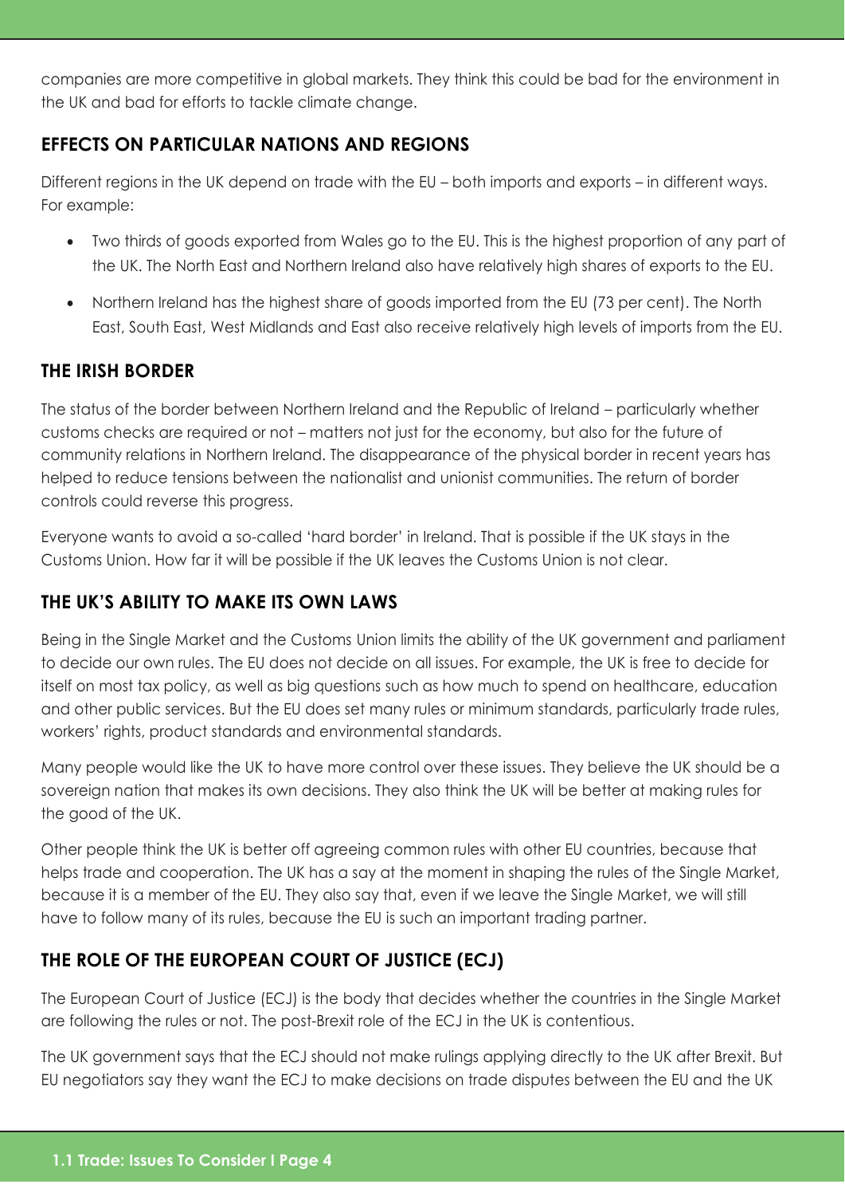companies are more competitive in global markets. They think this could be bad for the environment in the UK and bad for efforts to tackle climate change.

## EFFECTS ON PARTICULAR NATIONS AND REGIONS

Different regions in the UK depend on trade with the EU – both imports and exports – in different ways. For example:

- Two thirds of goods exported from Wales go to the EU. This is the highest proportion of any part of the UK. The North East and Northern Ireland also have relatively high shares of exports to the EU.
- Northern Ireland has the highest share of goods imported from the EU (73 per cent). The North East, South East, West Midlands and East also receive relatively high levels of imports from the EU.

## THE IRISH BORDER

The status of the border between Northern Ireland and the Republic of Ireland – particularly whether customs checks are required or not – matters not just for the economy, but also for the future of community relations in Northern Ireland. The disappearance of the physical border in recent years has helped to reduce tensions between the nationalist and unionist communities. The return of border controls could reverse this progress.

Everyone wants to avoid a so-called 'hard border' in Ireland. That is possible if the UK stays in the Customs Union. How far it will be possible if the UK leaves the Customs Union is not clear.

## THE UK'S ABILITY TO MAKE ITS OWN LAWS

Being in the Single Market and the Customs Union limits the ability of the UK government and parliament to decide our own rules. The EU does not decide on all issues. For example, the UK is free to decide for itself on most tax policy, as well as big questions such as how much to spend on healthcare, education and other public services. But the EU does set many rules or minimum standards, particularly trade rules, workers' rights, product standards and environmental standards.

Many people would like the UK to have more control over these issues. They believe the UK should be a sovereign nation that makes its own decisions. They also think the UK will be better at making rules for the good of the UK.

Other people think the UK is better off agreeing common rules with other EU countries, because that helps trade and cooperation. The UK has a say at the moment in shaping the rules of the Single Market, because it is a member of the EU. They also say that, even if we leave the Single Market, we will still have to follow many of its rules, because the EU is such an important trading partner.

## THE ROLE OF THE EUROPEAN COURT OF JUSTICE (ECJ)

The European Court of Justice (ECJ) is the body that decides whether the countries in the Single Market are following the rules or not. The post-Brexit role of the ECJ in the UK is contentious.

The UK government says that the ECJ should not make rulings applying directly to the UK after Brexit. But EU negotiators say they want the ECJ to make decisions on trade disputes between the EU and the UK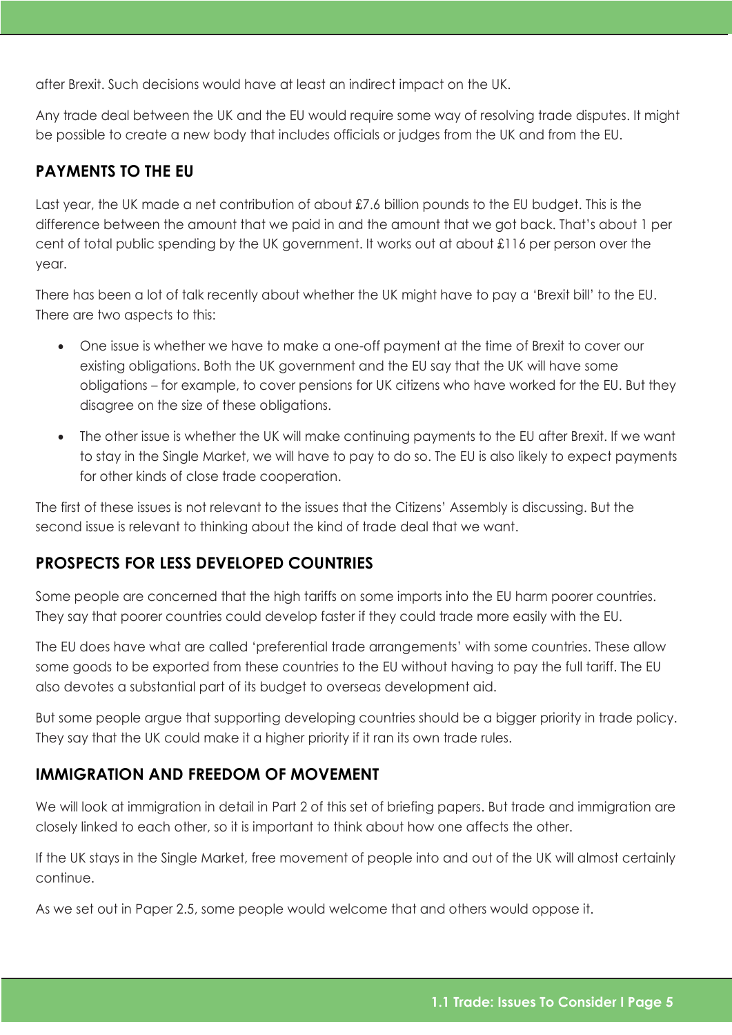after Brexit. Such decisions would have at least an indirect impact on the UK.

Any trade deal between the UK and the EU would require some way of resolving trade disputes. It might be possible to create a new body that includes officials or judges from the UK and from the EU.

## PAYMENTS TO THE EU

Last year, the UK made a net contribution of about £7.6 billion pounds to the EU budget. This is the difference between the amount that we paid in and the amount that we got back. That's about 1 per cent of total public spending by the UK government. It works out at about £116 per person over the year.

There has been a lot of talk recently about whether the UK might have to pay a 'Brexit bill' to the EU. There are two aspects to this:

- One issue is whether we have to make a one-off payment at the time of Brexit to cover our existing obligations. Both the UK government and the EU say that the UK will have some obligations – for example, to cover pensions for UK citizens who have worked for the EU. But they disagree on the size of these obligations.
- The other issue is whether the UK will make continuing payments to the EU after Brexit. If we want to stay in the Single Market, we will have to pay to do so. The EU is also likely to expect payments for other kinds of close trade cooperation.

The first of these issues is not relevant to the issues that the Citizens' Assembly is discussing. But the second issue is relevant to thinking about the kind of trade deal that we want.

## PROSPECTS FOR LESS DEVELOPED COUNTRIES

Some people are concerned that the high tariffs on some imports into the EU harm poorer countries. They say that poorer countries could develop faster if they could trade more easily with the EU.

The EU does have what are called 'preferential trade arrangements' with some countries. These allow some goods to be exported from these countries to the EU without having to pay the full tariff. The EU also devotes a substantial part of its budget to overseas development aid.

But some people argue that supporting developing countries should be a bigger priority in trade policy. They say that the UK could make it a higher priority if it ran its own trade rules.

## IMMIGRATION AND FREEDOM OF MOVEMENT

We will look at immigration in detail in Part 2 of this set of briefing papers. But trade and immigration are closely linked to each other, so it is important to think about how one affects the other.

If the UK stays in the Single Market, free movement of people into and out of the UK will almost certainly continue.

As we set out in Paper 2.5, some people would welcome that and others would oppose it.